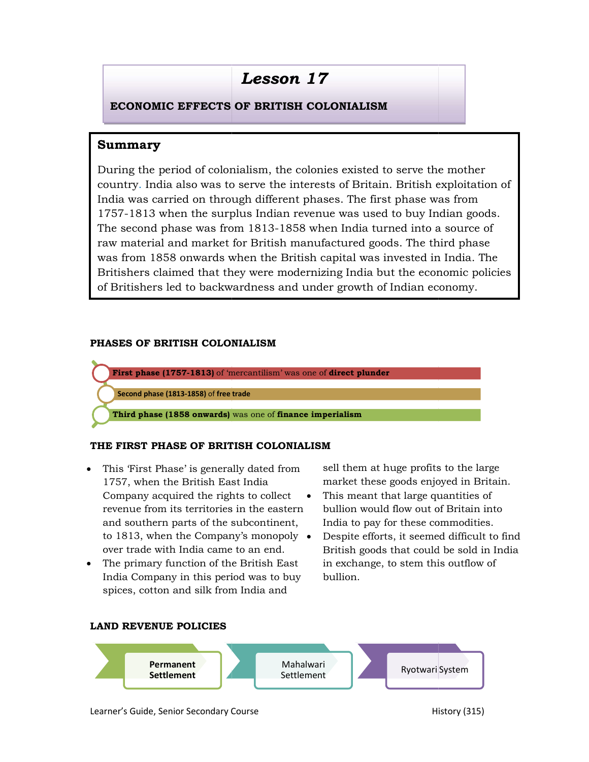# Lesson 17

## ECONOMIC EFFECTS OF BRITISH COLONIALISM

### Summary

During the period of colonialism, the colonies existed to serve the mother country. India also was to serve the interests of Britain. British exploitation of India was carried on through different phases. The first phase was from 1757-1813 when the surplus Indian revenue was used to buy Indian goods. The second phase was from 1813-1858 when India turned into a source of raw material and market for British manufactured goods. The third phase was from 1858 onwards when the British capital was invested in India. The Britishers claimed that they were modernizing India but the economic policies of Britishers led to backwardness and under growth of Indian economy.

### PHASES OF BRITISH COLONIALISM

- **First phase (1757-1813)** of 'mercantilism' was one of **direct plunder**
- **Second phase (1813-1858)** of **free trade**
- **Third phase (1858 onwards)** was one of **finance imperialism**

### THE FIRST PHASE OF BRITISH COLONIALISM

- This 'First Phase' is generally dated from 1757, when the British East India Company acquired the rights to collect revenue from its territories in the eastern and southern parts of the subcontinent, to 1813, when the Company's monopoly over trade with India came to an end.
- The primary function of the British East India Company in this period was to buy spices, cotton and silk from India and sell them at huge profits to the large market these goods enjoyed in Britain.
- This meant that large quantities of bullion would flow out of Britain into India to pay for these commodities.
- Despite efforts, it seemed difficult to find British goods that could be sold in India in exchange, to stem this outflow of bullion.

### LAND REVENUE POLICIES

- **Permanent Settlement**
- Mahalwari Settlement
- Ryotwari System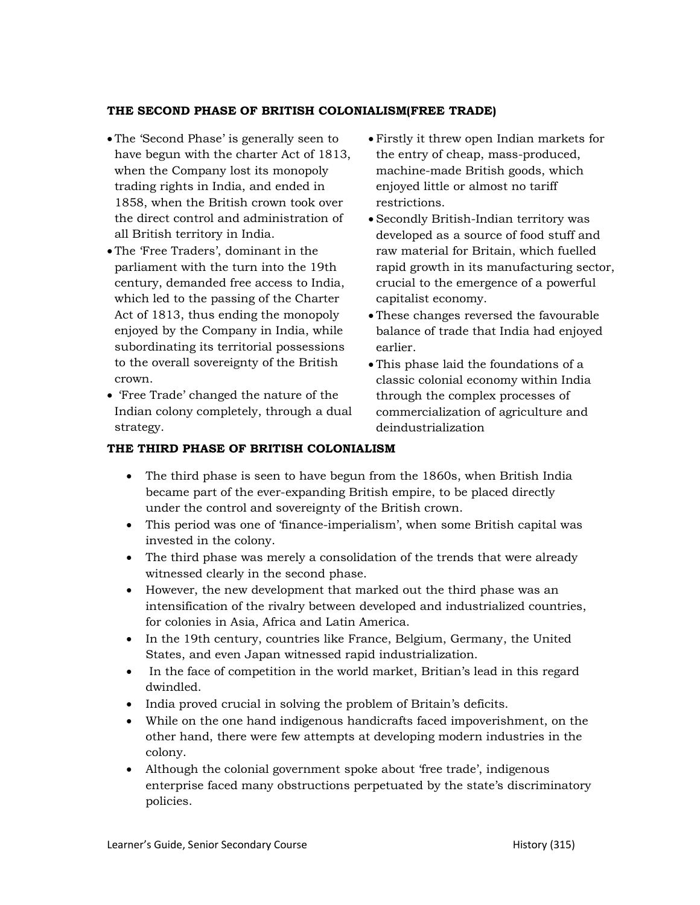### THE SECOND PHASE OF BRITISH COLONIALISM(FREE TRADE)

- The 'Second Phase' is generally seen to have begun with the charter Act of 1813, when the Company lost its monopoly trading rights in India, and ended in 1858, when the British crown took over the direct control and administration of all British territory in India.
- The 'Free Traders', dominant in the parliament with the turn into the 19th century, demanded free access to India, which led to the passing of the Charter Act of 1813, thus ending the monopoly enjoyed by the Company in India, while subordinating its territorial possessions to the overall sovereignty of the British crown.
- 'Free Trade' changed the nature of the Indian colony completely, through a dual strategy.
- Firstly it threw open Indian markets for the entry of cheap, mass-produced, machine-made British goods, which enjoyed little or almost no tariff restrictions.
- Secondly British-Indian territory was developed as a source of food stuff and raw material for Britain, which fuelled rapid growth in its manufacturing sector, crucial to the emergence of a powerful capitalist economy.
- These changes reversed the favourable balance of trade that India had enjoyed earlier.
- This phase laid the foundations of a classic colonial economy within India through the complex processes of commercialization of agriculture and deindustrialization

### THE THIRD PHASE OF BRITISH COLONIALISM

- The third phase is seen to have begun from the 1860s, when British India became part of the ever-expanding British empire, to be placed directly under the control and sovereignty of the British crown.
- This period was one of 'finance-imperialism', when some British capital was invested in the colony.
- The third phase was merely a consolidation of the trends that were already witnessed clearly in the second phase.
- However, the new development that marked out the third phase was an intensification of the rivalry between developed and industrialized countries, for colonies in Asia, Africa and Latin America.
- In the 19th century, countries like France, Belgium, Germany, the United States, and even Japan witnessed rapid industrialization.
- In the face of competition in the world market, Britian's lead in this regard dwindled.
- India proved crucial in solving the problem of Britain's deficits.
- While on the one hand indigenous handicrafts faced impoverishment, on the other hand, there were few attempts at developing modern industries in the colony.
- Although the colonial government spoke about 'free trade', indigenous enterprise faced many obstructions perpetuated by the state's discriminatory policies.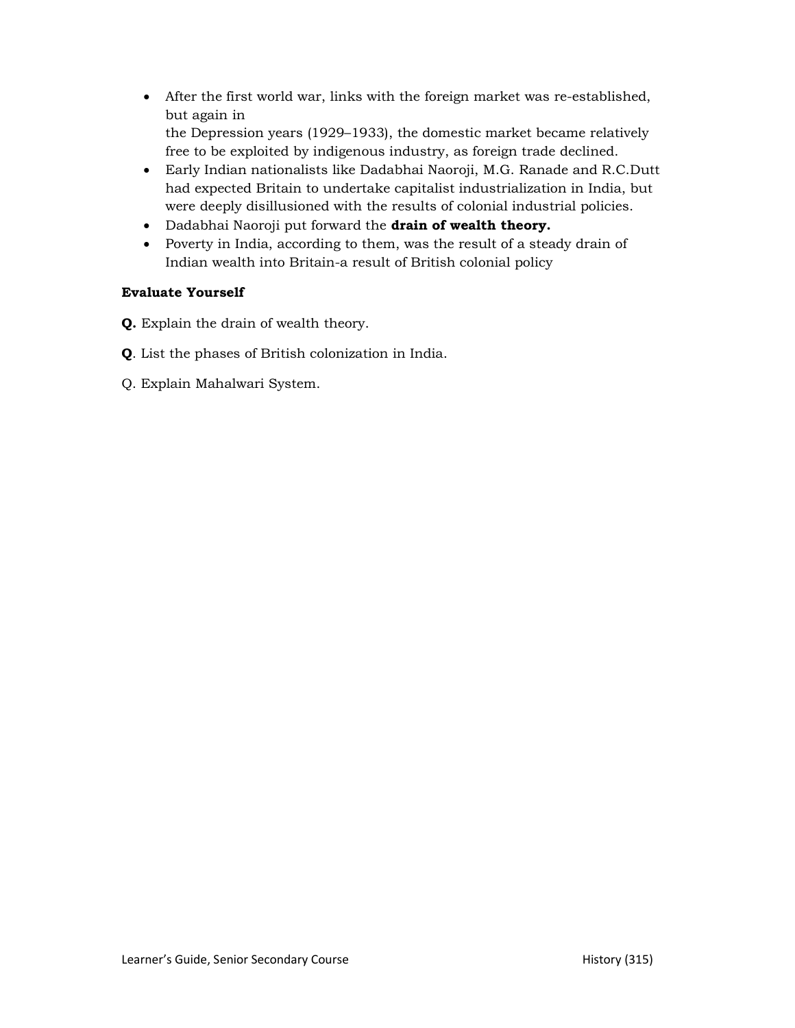- After the first world war, links with the foreign market was re-established, but again in the Depression years (1929–1933), the domestic market became relatively free to be exploited by indigenous industry, as foreign trade declined.
- Early Indian nationalists like Dadabhai Naoroji, M.G. Ranade and R.C.Dutt had expected Britain to undertake capitalist industrialization in India, but were deeply disillusioned with the results of colonial industrial policies.
- Dadabhai Naoroji put forward the **drain of wealth theory.**
- Poverty in India, according to them, was the result of a steady drain of Indian wealth into Britain-a result of British colonial policy

**Evaluate Yourself**

**Q.** Explain the drain of wealth theory.

**Q**. List the phases of British colonization in India.

Q. Explain Mahalwari System.